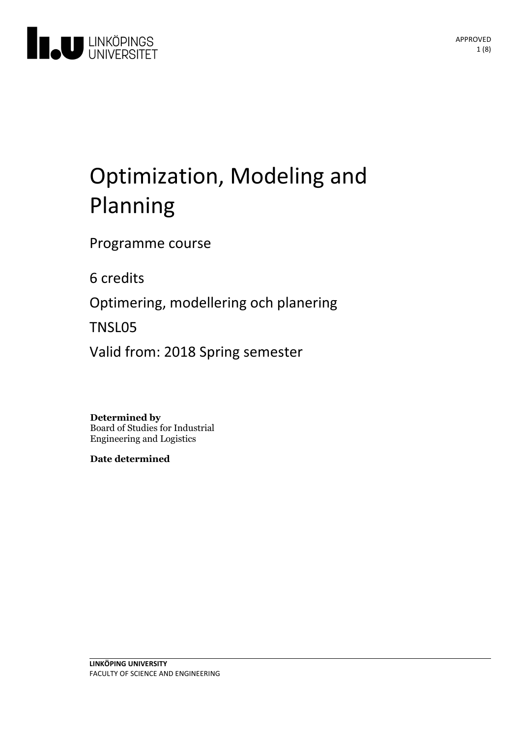# Optimization, Modeling and Planning

Programme course

6 credits

Optimering, modellering och planering

TNSL05

Valid from: 2018 Spring semester

**Determined by**
Board of Studies for Industrial Engineering and Logistics

**Date determined**

**LINKÖPING UNIVERSITY**
FACULTY OF SCIENCE AND ENGINEERING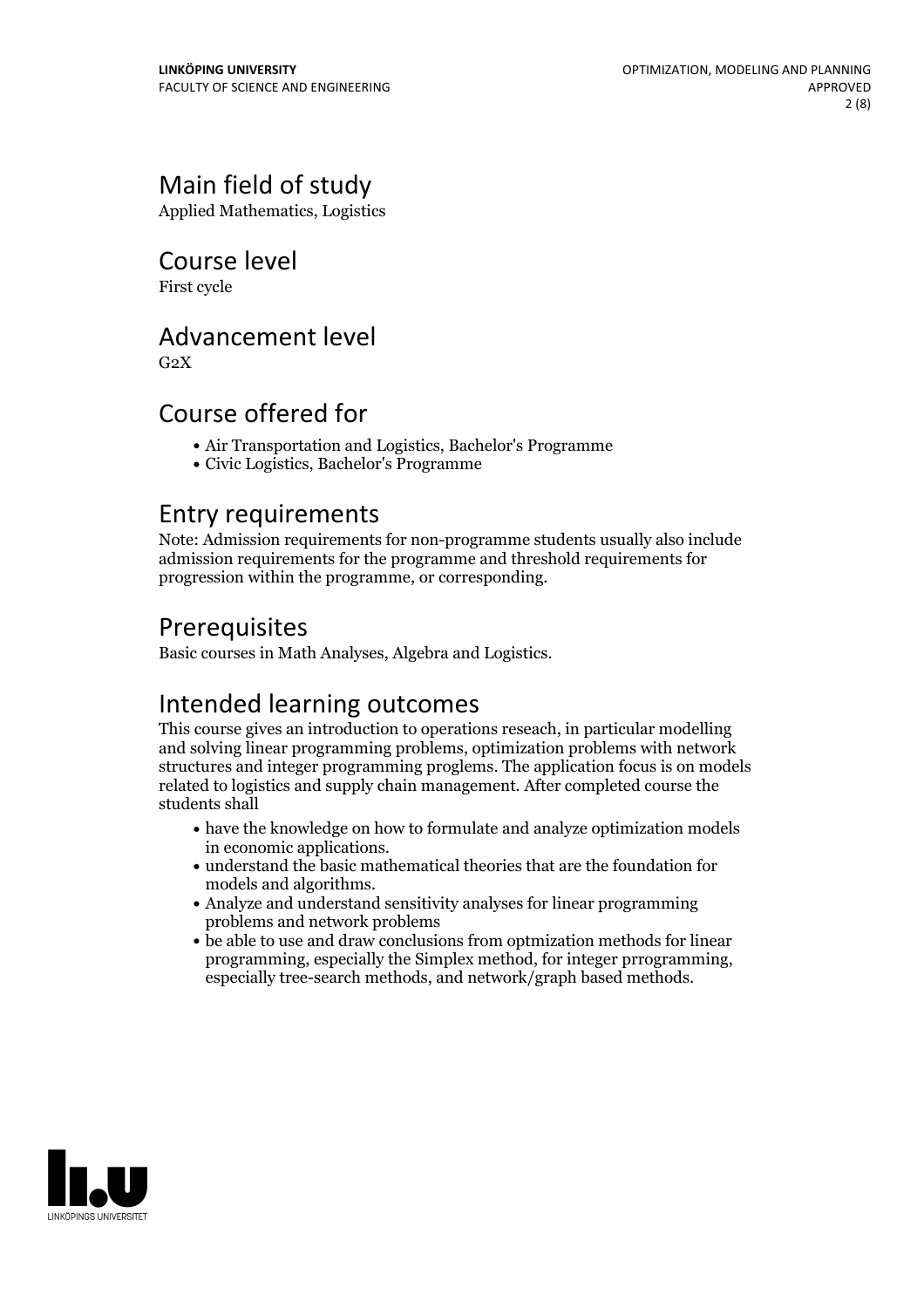## Main field of study
Applied Mathematics, Logistics

## Course level
First cycle

## Advancement level
G2X

## Course offered for
- Air Transportation and Logistics, Bachelor's Programme
- Civic Logistics, Bachelor's Programme

## Entry requirements
Note: Admission requirements for non-programme students usually also include admission requirements for the programme and threshold requirements for progression within the programme, or corresponding.

## Prerequisites
Basic courses in Math Analyses, Algebra and Logistics.

## Intended learning outcomes
This course gives an introduction to operations reseach, in particular modelling and solving linear programming problems, optimization problems with network structures and integer programming proglems. The application focus is on models related to logistics and supply chain management. After completed course the students shall

- have the knowledge on how to formulate and analyze optimization models in economic applications.
- understand the basic mathematical theories that are the foundation for models and algorithms.
- Analyze and understand sensitivity analyses for linear programming problems and network problems
- be able to use and draw conclusions from optmization methods for linear programming, especially the Simplex method, for integer prrogramming, especially tree-search methods, and network/graph based methods.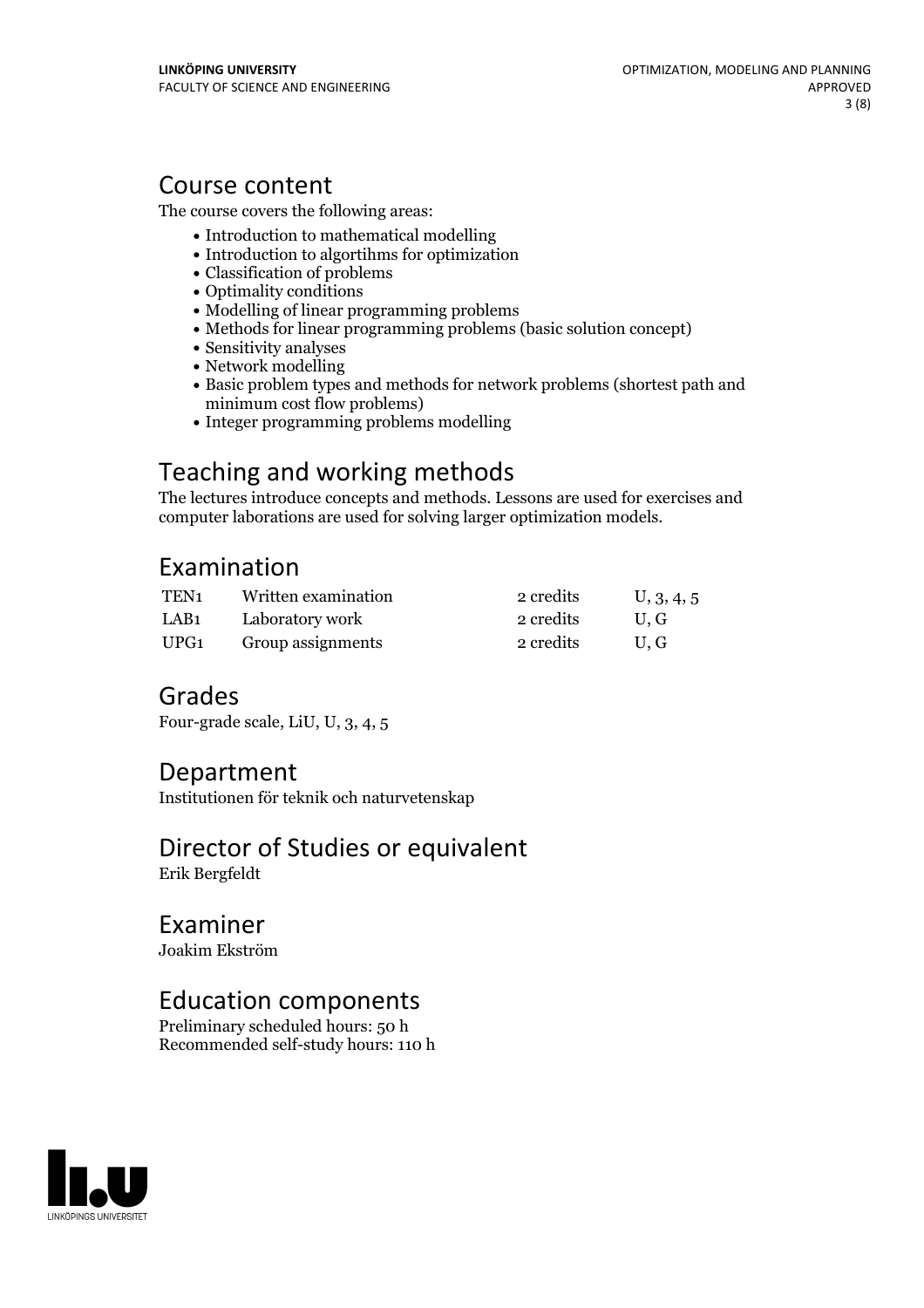## Course content

The course covers the following areas:

- Introduction to mathematical modelling
- Introduction to algortihms for optimization
- Classification of problems
- Optimality conditions
- Modelling of linear programming problems
- Methods for linear programming problems (basic solution concept)
- Sensitivity analyses
- Network modelling
- Basic problem types and methods for network problems (shortest path and minimum cost flow problems)
- Integer programming problems modelling

## Teaching and working methods

The lectures introduce concepts and methods. Lessons are used for exercises and computer laborations are used for solving larger optimization models.

## Examination

| | | | |
|---|---|---|---|
| TEN1 | Written examination | 2 credits | U, 3, 4, 5 |
| LAB1 | Laboratory work | 2 credits | U, G |
| UPG1 | Group assignments | 2 credits | U, G |

## Grades

Four-grade scale, LiU, U, 3, 4, 5

## Department

Institutionen för teknik och naturvetenskap

## Director of Studies or equivalent

Erik Bergfeldt

## Examiner

Joakim Ekström

## Education components

Preliminary scheduled hours: 50 h
Recommended self-study hours: 110 h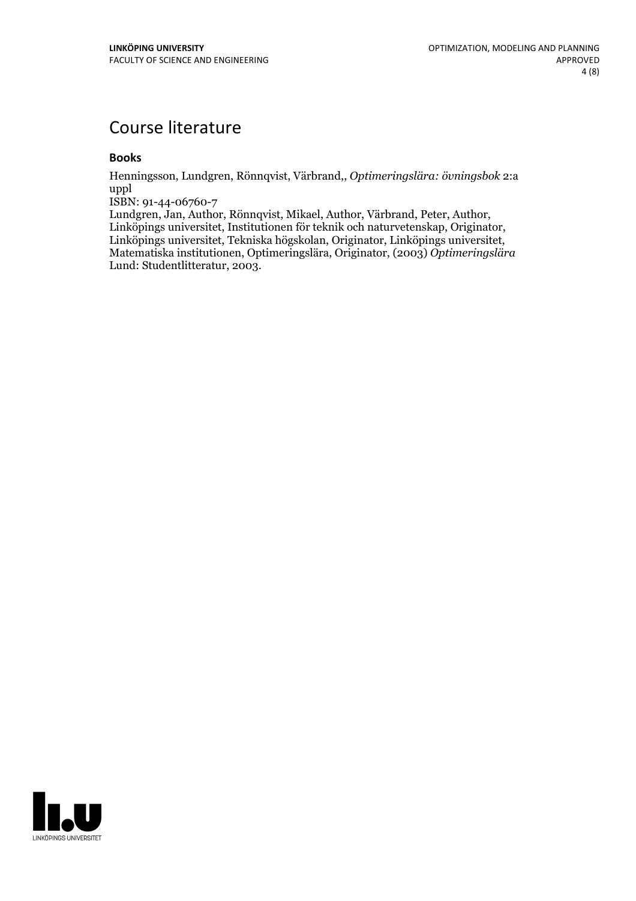# Course literature

### Books

Henningsson, Lundgren, Rönnqvist, Värbrand,, *Optimeringslära: övningsbok* 2:a uppl
ISBN: 91-44-06760-7
Lundgren, Jan, Author, Rönnqvist, Mikael, Author, Värbrand, Peter, Author, Linköpings universitet, Institutionen för teknik och naturvetenskap, Originator, Linköpings universitet, Tekniska högskolan, Originator, Linköpings universitet, Matematiska institutionen, Optimeringslära, Originator, (2003) *Optimeringslära* Lund: Studentlitteratur, 2003.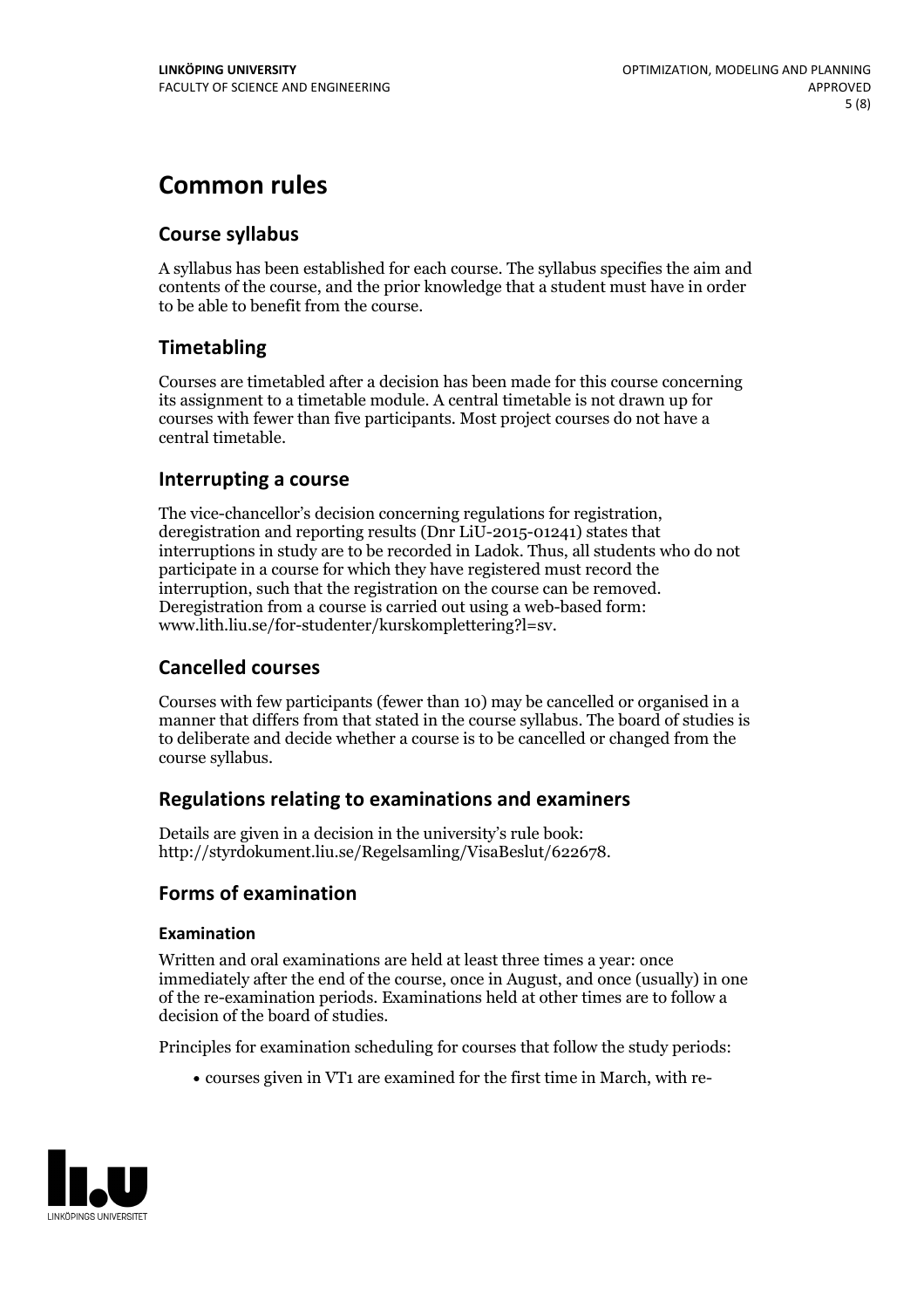# Common rules

## Course syllabus

A syllabus has been established for each course. The syllabus specifies the aim and contents of the course, and the prior knowledge that a student must have in order to be able to benefit from the course.

## Timetabling

Courses are timetabled after a decision has been made for this course concerning its assignment to a timetable module. A central timetable is not drawn up for courses with fewer than five participants. Most project courses do not have a central timetable.

## Interrupting a course

The vice-chancellor's decision concerning regulations for registration, deregistration and reporting results (Dnr LiU-2015-01241) states that interruptions in study are to be recorded in Ladok. Thus, all students who do not participate in a course for which they have registered must record the interruption, such that the registration on the course can be removed. Deregistration from a course is carried out using a web-based form: www.lith.liu.se/for-studenter/kurskomplettering?l=sv.

## Cancelled courses

Courses with few participants (fewer than 10) may be cancelled or organised in a manner that differs from that stated in the course syllabus. The board of studies is to deliberate and decide whether a course is to be cancelled or changed from the course syllabus.

## Regulations relating to examinations and examiners

Details are given in a decision in the university's rule book: http://styrdokument.liu.se/Regelsamling/VisaBeslut/622678.

## Forms of examination

### Examination

Written and oral examinations are held at least three times a year: once immediately after the end of the course, once in August, and once (usually) in one of the re-examination periods. Examinations held at other times are to follow a decision of the board of studies.

Principles for examination scheduling for courses that follow the study periods:

- courses given in VT1 are examined for the first time in March, with re-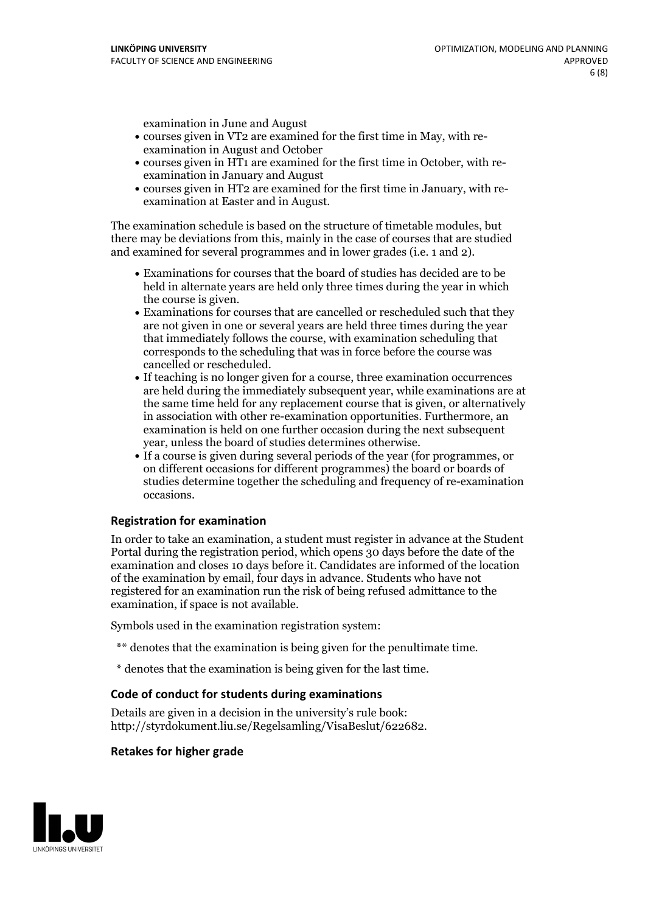examination in June and August

- courses given in VT2 are examined for the first time in May, with re-examination in August and October
- courses given in HT1 are examined for the first time in October, with re-examination in January and August
- courses given in HT2 are examined for the first time in January, with re-examination at Easter and in August.

The examination schedule is based on the structure of timetable modules, but there may be deviations from this, mainly in the case of courses that are studied and examined for several programmes and in lower grades (i.e. 1 and 2).

- Examinations for courses that the board of studies has decided are to be held in alternate years are held only three times during the year in which the course is given.
- Examinations for courses that are cancelled or rescheduled such that they are not given in one or several years are held three times during the year that immediately follows the course, with examination scheduling that corresponds to the scheduling that was in force before the course was cancelled or rescheduled.
- If teaching is no longer given for a course, three examination occurrences are held during the immediately subsequent year, while examinations are at the same time held for any replacement course that is given, or alternatively in association with other re-examination opportunities. Furthermore, an examination is held on one further occasion during the next subsequent year, unless the board of studies determines otherwise.
- If a course is given during several periods of the year (for programmes, or on different occasions for different programmes) the board or boards of studies determine together the scheduling and frequency of re-examination occasions.

### Registration for examination

In order to take an examination, a student must register in advance at the Student Portal during the registration period, which opens 30 days before the date of the examination and closes 10 days before it. Candidates are informed of the location of the examination by email, four days in advance. Students who have not registered for an examination run the risk of being refused admittance to the examination, if space is not available.

Symbols used in the examination registration system:

** denotes that the examination is being given for the penultimate time.

* denotes that the examination is being given for the last time.

### Code of conduct for students during examinations

Details are given in a decision in the university's rule book: http://styrdokument.liu.se/Regelsamling/VisaBeslut/622682.

### Retakes for higher grade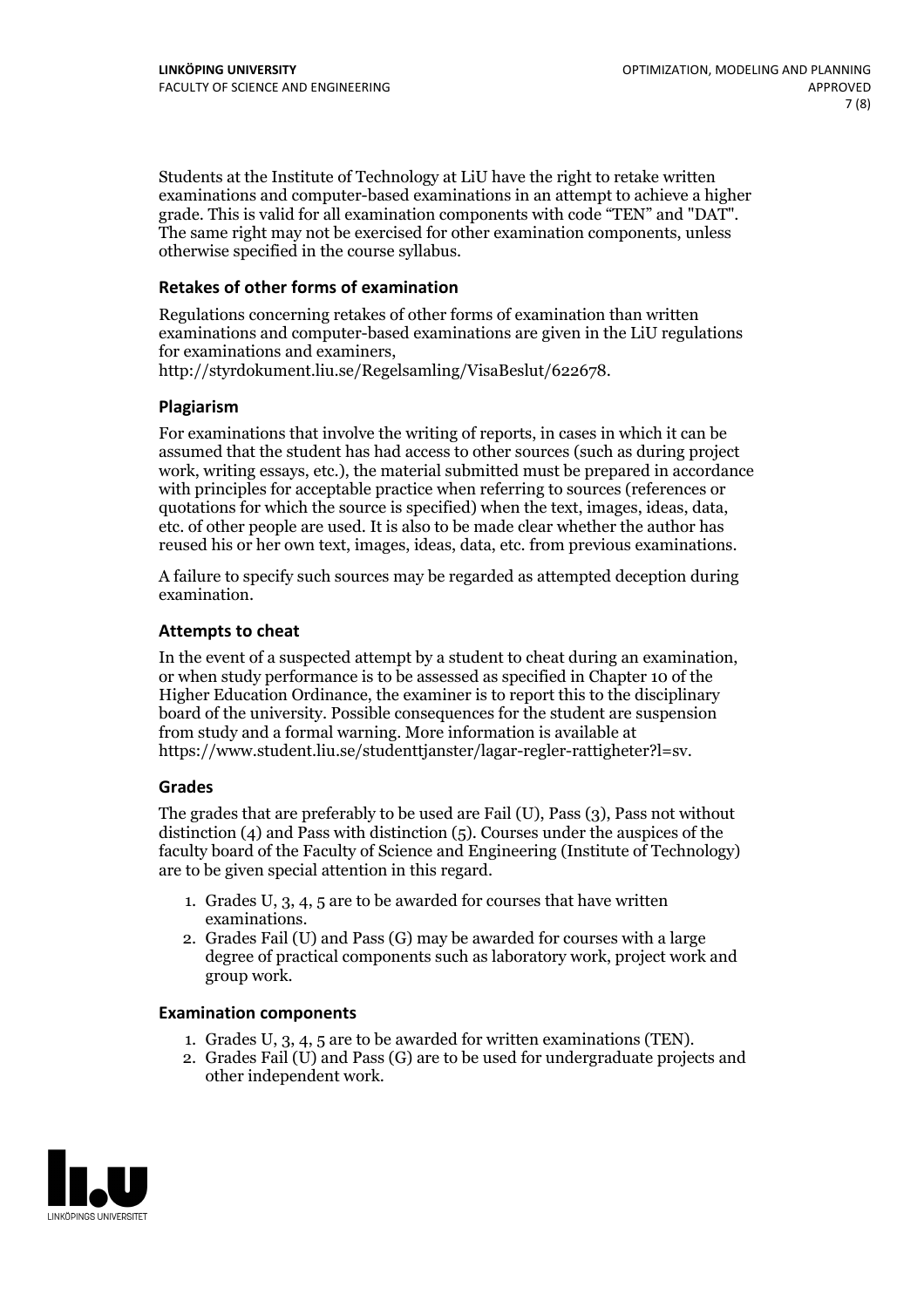Students at the Institute of Technology at LiU have the right to retake written examinations and computer-based examinations in an attempt to achieve a higher grade. This is valid for all examination components with code "TEN" and "DAT". The same right may not be exercised for other examination components, unless otherwise specified in the course syllabus.

### Retakes of other forms of examination

Regulations concerning retakes of other forms of examination than written examinations and computer-based examinations are given in the LiU regulations for examinations and examiners, http://styrdokument.liu.se/Regelsamling/VisaBeslut/622678.

### Plagiarism

For examinations that involve the writing of reports, in cases in which it can be assumed that the student has had access to other sources (such as during project work, writing essays, etc.), the material submitted must be prepared in accordance with principles for acceptable practice when referring to sources (references or quotations for which the source is specified) when the text, images, ideas, data, etc. of other people are used. It is also to be made clear whether the author has reused his or her own text, images, ideas, data, etc. from previous examinations.

A failure to specify such sources may be regarded as attempted deception during examination.

### Attempts to cheat

In the event of a suspected attempt by a student to cheat during an examination, or when study performance is to be assessed as specified in Chapter 10 of the Higher Education Ordinance, the examiner is to report this to the disciplinary board of the university. Possible consequences for the student are suspension from study and a formal warning. More information is available at https://www.student.liu.se/studenttjanster/lagar-regler-rattigheter?l=sv.

### Grades

The grades that are preferably to be used are Fail (U), Pass (3), Pass not without distinction (4) and Pass with distinction (5). Courses under the auspices of the faculty board of the Faculty of Science and Engineering (Institute of Technology) are to be given special attention in this regard.

1. Grades U, 3, 4, 5 are to be awarded for courses that have written examinations.
2. Grades Fail (U) and Pass (G) may be awarded for courses with a large degree of practical components such as laboratory work, project work and group work.

### Examination components

1. Grades U, 3, 4, 5 are to be awarded for written examinations (TEN).
2. Grades Fail (U) and Pass (G) are to be used for undergraduate projects and other independent work.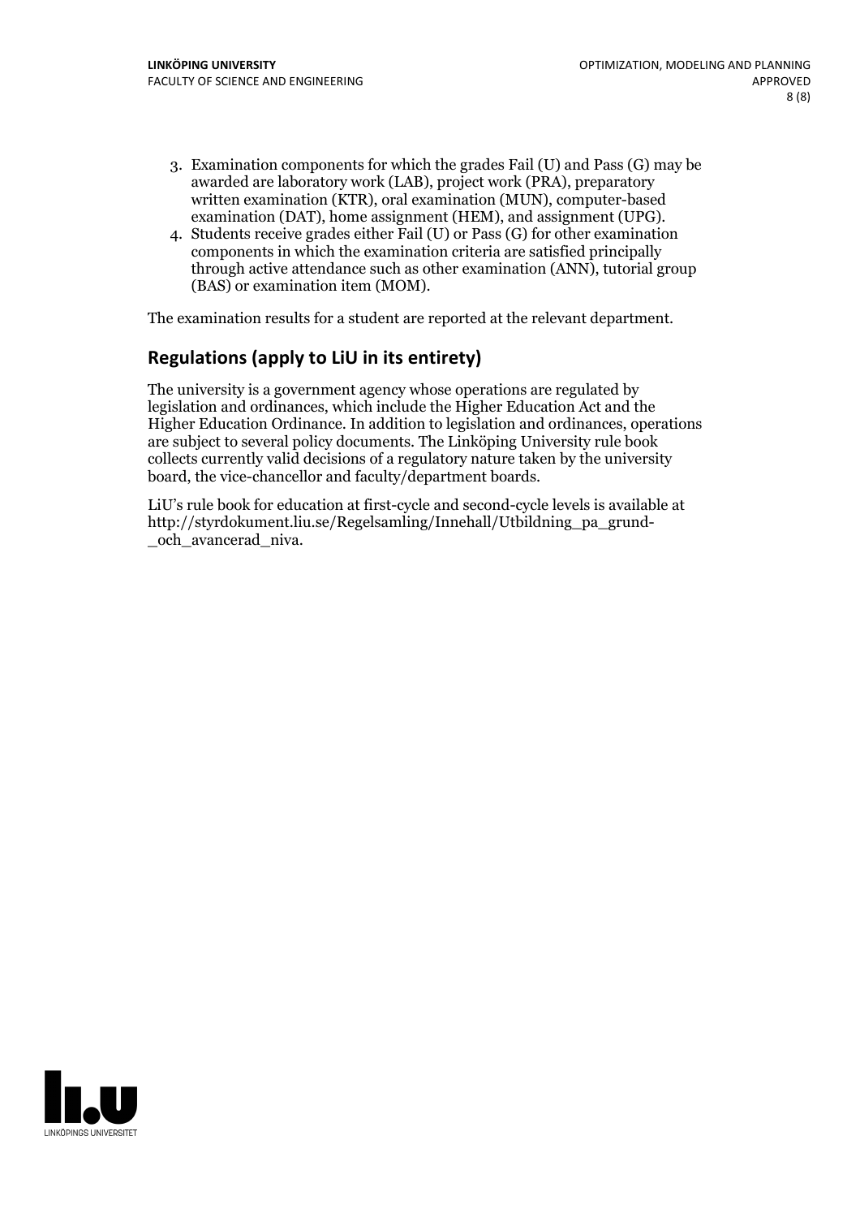3. Examination components for which the grades Fail (U) and Pass (G) may be awarded are laboratory work (LAB), project work (PRA), preparatory written examination (KTR), oral examination (MUN), computer-based examination (DAT), home assignment (HEM), and assignment (UPG).
4. Students receive grades either Fail (U) or Pass (G) for other examination components in which the examination criteria are satisfied principally through active attendance such as other examination (ANN), tutorial group (BAS) or examination item (MOM).

The examination results for a student are reported at the relevant department.

## Regulations (apply to LiU in its entirety)

The university is a government agency whose operations are regulated by legislation and ordinances, which include the Higher Education Act and the Higher Education Ordinance. In addition to legislation and ordinances, operations are subject to several policy documents. The Linköping University rule book collects currently valid decisions of a regulatory nature taken by the university board, the vice-chancellor and faculty/department boards.

LiU's rule book for education at first-cycle and second-cycle levels is available at http://styrdokument.liu.se/Regelsamling/Innehall/Utbildning_pa_grund-_och_avancerad_niva.